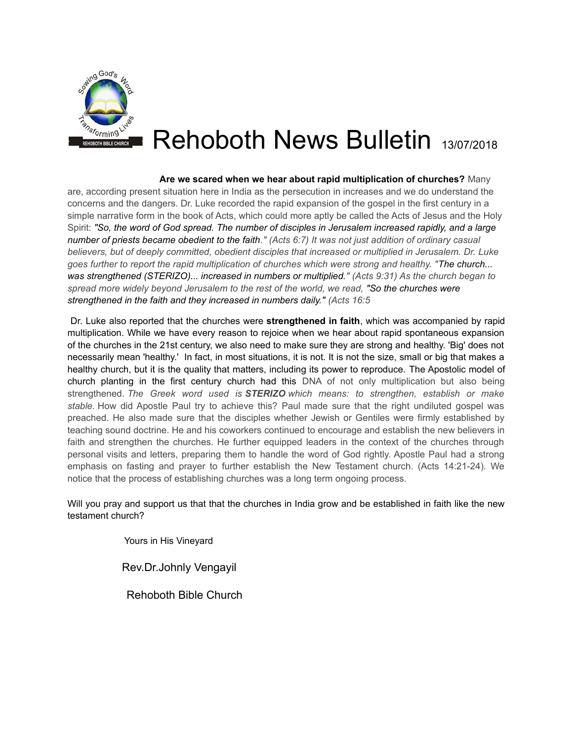# Rehoboth News Bulletin 13/07/2018

**Are we scared when we hear about rapid multiplication of churches?** Many are, according present situation here in India as the persecution in increases and we do understand the concerns and the dangers. Dr. Luke recorded the rapid expansion of the gospel in the first century in a simple narrative form in the book of Acts, which could more aptly be called the Acts of Jesus and the Holy Spirit: ***"So, the word of God spread. The number of disciples in Jerusalem increased rapidly, and a large number of priests became obedient to the faith."*** *(Acts 6:7) It was not just addition of ordinary casual believers, but of deeply committed, obedient disciples that increased or multiplied in Jerusalem. Dr. Luke goes further to report the rapid multiplication of churches which were strong and healthy.* ***"The church... was strengthened (STERIZO)... increased in numbers or multiplied."*** *(Acts 9:31) As the church began to spread more widely beyond Jerusalem to the rest of the world, we read,* ***"So the churches were strengthened in the faith and they increased in numbers daily."*** *(Acts 16:5*

Dr. Luke also reported that the churches were **strengthened in faith**, which was accompanied by rapid multiplication. While we have every reason to rejoice when we hear about rapid spontaneous expansion of the churches in the 21st century, we also need to make sure they are strong and healthy. 'Big' does not necessarily mean 'healthy.' In fact, in most situations, it is not. It is not the size, small or big that makes a healthy church, but it is the quality that matters, including its power to reproduce. The Apostolic model of church planting in the first century church had this DNA of not only multiplication but also being strengthened. *The Greek word used is* ***STERIZO*** *which means: to strengthen, establish or make stable.* How did Apostle Paul try to achieve this? Paul made sure that the right undiluted gospel was preached. He also made sure that the disciples whether Jewish or Gentiles were firmly established by teaching sound doctrine. He and his coworkers continued to encourage and establish the new believers in faith and strengthen the churches. He further equipped leaders in the context of the churches through personal visits and letters, preparing them to handle the word of God rightly. Apostle Paul had a strong emphasis on fasting and prayer to further establish the New Testament church. (Acts 14:21-24). We notice that the process of establishing churches was a long term ongoing process.

Will you pray and support us that that the churches in India grow and be established in faith like the new testament church?

Yours in His Vineyard

Rev.Dr.Johnly Vengayil

Rehoboth Bible Church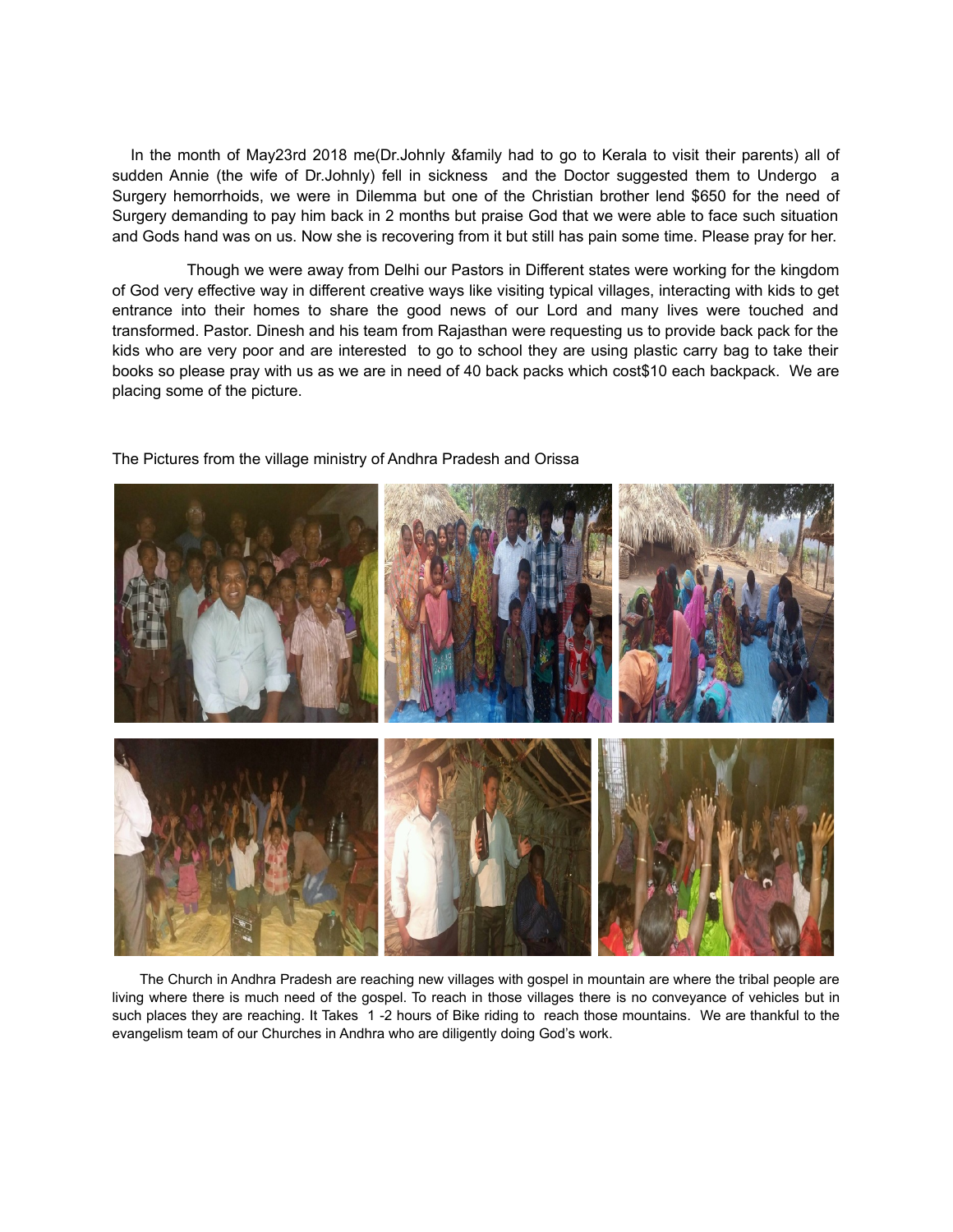In the month of May23rd 2018 me(Dr.Johnly &family had to go to Kerala to visit their parents) all of sudden Annie (the wife of Dr.Johnly) fell in sickness and the Doctor suggested them to Undergo a Surgery hemorrhoids, we were in Dilemma but one of the Christian brother lend $650 for the need of Surgery demanding to pay him back in 2 months but praise God that we were able to face such situation and Gods hand was on us. Now she is recovering from it but still has pain some time. Please pray for her.

Though we were away from Delhi our Pastors in Different states were working for the kingdom of God very effective way in different creative ways like visiting typical villages, interacting with kids to get entrance into their homes to share the good news of our Lord and many lives were touched and transformed. Pastor. Dinesh and his team from Rajasthan were requesting us to provide back pack for the kids who are very poor and are interested to go to school they are using plastic carry bag to take their books so please pray with us as we are in need of 40 back packs which cost$10 each backpack. We are placing some of the picture.

The Pictures from the village ministry of Andhra Pradesh and Orissa

The Church in Andhra Pradesh are reaching new villages with gospel in mountain are where the tribal people are living where there is much need of the gospel. To reach in those villages there is no conveyance of vehicles but in such places they are reaching. It Takes 1 -2 hours of Bike riding to reach those mountains. We are thankful to the evangelism team of our Churches in Andhra who are diligently doing God's work.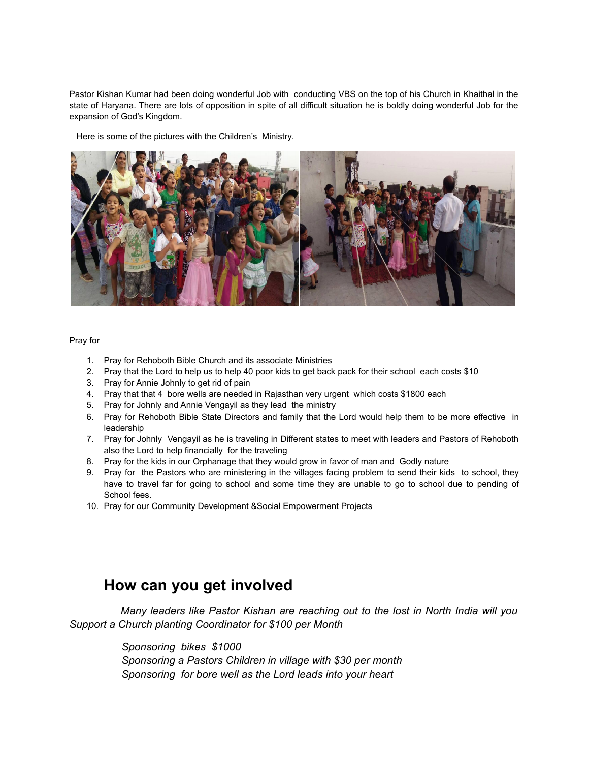Pastor Kishan Kumar had been doing wonderful Job with conducting VBS on the top of his Church in Khaithal in the state of Haryana. There are lots of opposition in spite of all difficult situation he is boldly doing wonderful Job for the expansion of God's Kingdom.

Here is some of the pictures with the Children's Ministry.

Pray for

1. Pray for Rehoboth Bible Church and its associate Ministries
2. Pray that the Lord to help us to help 40 poor kids to get back pack for their school each costs $10
3. Pray for Annie Johnly to get rid of pain
4. Pray that that 4 bore wells are needed in Rajasthan very urgent which costs $1800 each
5. Pray for Johnly and Annie Vengayil as they lead the ministry
6. Pray for Rehoboth Bible State Directors and family that the Lord would help them to be more effective in leadership
7. Pray for Johnly Vengayil as he is traveling in Different states to meet with leaders and Pastors of Rehoboth also the Lord to help financially for the traveling
8. Pray for the kids in our Orphanage that they would grow in favor of man and Godly nature
9. Pray for the Pastors who are ministering in the villages facing problem to send their kids to school, they have to travel far for going to school and some time they are unable to go to school due to pending of School fees.
10. Pray for our Community Development &Social Empowerment Projects

## How can you get involved

*Many leaders like Pastor Kishan are reaching out to the lost in North India will you Support a Church planting Coordinator for $100 per Month*

*Sponsoring bikes $1000*
*Sponsoring a Pastors Children in village with $30 per month*
*Sponsoring for bore well as the Lord leads into your heart*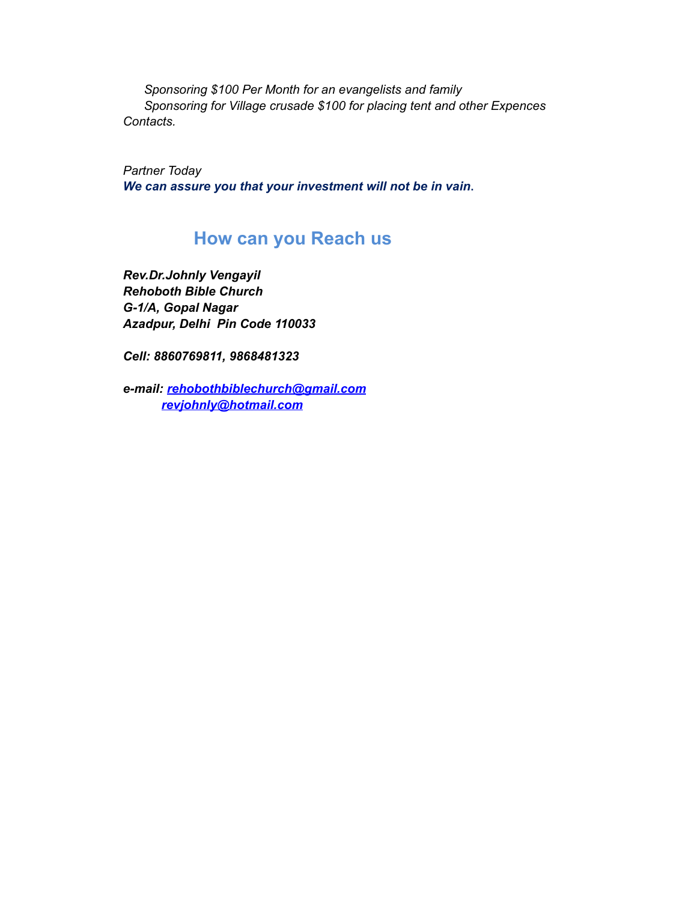*Sponsoring $100 Per Month for an evangelists and family*

*Sponsoring for Village crusade $100 for placing tent and other Expences*

*Contacts.*

*Partner Today*

***We can assure you that your investment will not be in vain.***

## How can you Reach us

***Rev.Dr.Johnly Vengayil***
***Rehoboth Bible Church***
***G-1/A, Gopal Nagar***
***Azadpur, Delhi Pin Code 110033***

***Cell: 8860769811, 9868481323***

***e-mail: rehobothbiblechurch@gmail.com***
***revjohnly@hotmail.com***